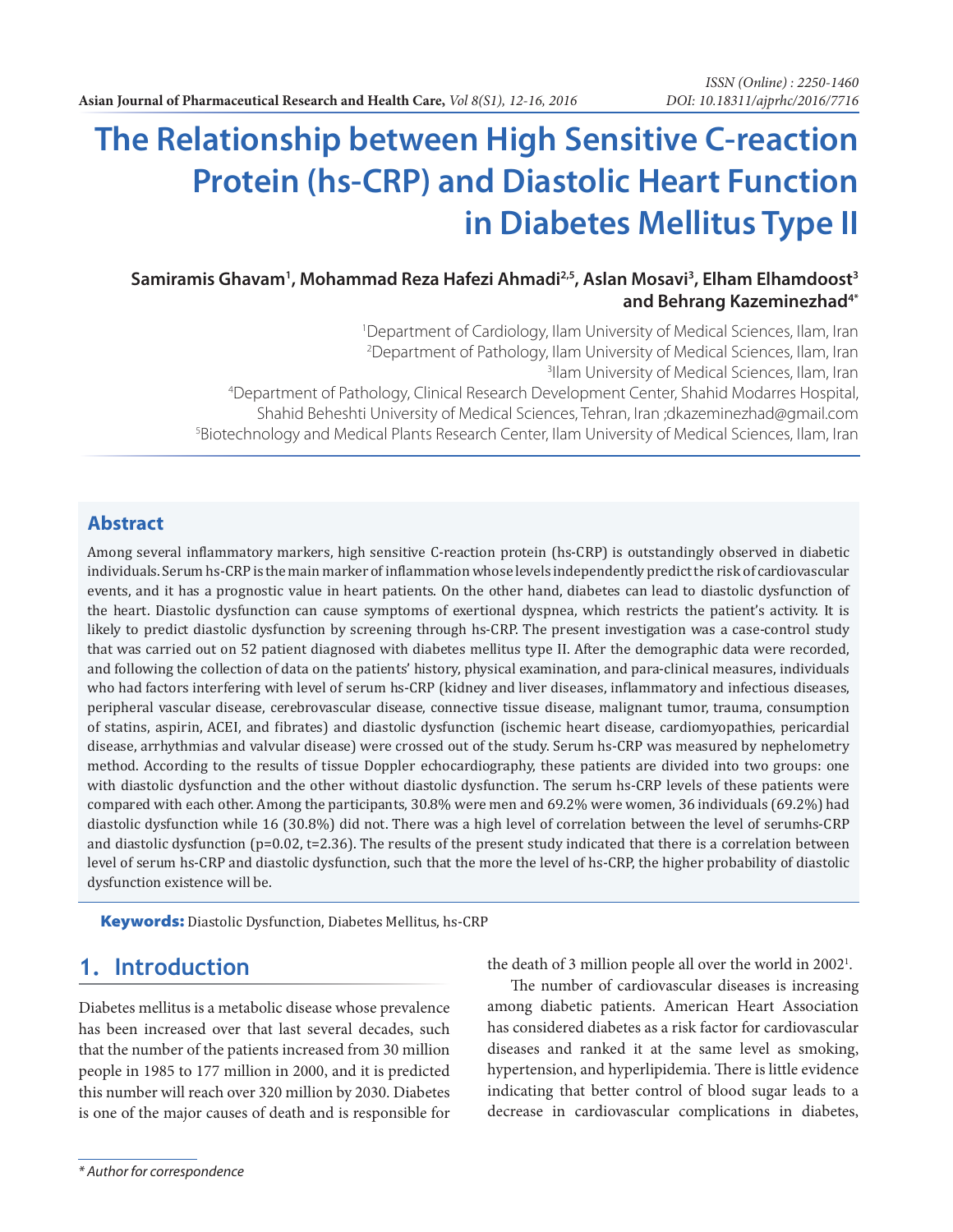# The Relationship between High Sensitive C-reaction Protein (hs-CRP) and Diastolic Heart Function in Diabetes Mellitus Type II

**Samiramis Ghavam[1], Mohammad Reza Hafezi Ahmadi[2,5], Aslan Mosavi[3], Elham Elhamdoost[3] and Behrang Kazeminezhad[4*]**

[1]Department of Cardiology, Ilam University of Medical Sciences, Ilam, Iran
[2]Department of Pathology, Ilam University of Medical Sciences, Ilam, Iran
[3]Ilam University of Medical Sciences, Ilam, Iran
[4]Department of Pathology, Clinical Research Development Center, Shahid Modarres Hospital, Shahid Beheshti University of Medical Sciences, Tehran, Iran ;dkazeminezhad@gmail.com
[5]Biotechnology and Medical Plants Research Center, Ilam University of Medical Sciences, Ilam, Iran

## Abstract

Among several inflammatory markers, high sensitive C-reaction protein (hs-CRP) is outstandingly observed in diabetic individuals. Serum hs-CRP is the main marker of inflammation whose levels independently predict the risk of cardiovascular events, and it has a prognostic value in heart patients. On the other hand, diabetes can lead to diastolic dysfunction of the heart. Diastolic dysfunction can cause symptoms of exertional dyspnea, which restricts the patient's activity. It is likely to predict diastolic dysfunction by screening through hs-CRP. The present investigation was a case-control study that was carried out on 52 patient diagnosed with diabetes mellitus type II. After the demographic data were recorded, and following the collection of data on the patients' history, physical examination, and para-clinical measures, individuals who had factors interfering with level of serum hs-CRP (kidney and liver diseases, inflammatory and infectious diseases, peripheral vascular disease, cerebrovascular disease, connective tissue disease, malignant tumor, trauma, consumption of statins, aspirin, ACEI, and fibrates) and diastolic dysfunction (ischemic heart disease, cardiomyopathies, pericardial disease, arrhythmias and valvular disease) were crossed out of the study. Serum hs-CRP was measured by nephelometry method. According to the results of tissue Doppler echocardiography, these patients are divided into two groups: one with diastolic dysfunction and the other without diastolic dysfunction. The serum hs-CRP levels of these patients were compared with each other. Among the participants, 30.8% were men and 69.2% were women, 36 individuals (69.2%) had diastolic dysfunction while 16 (30.8%) did not. There was a high level of correlation between the level of serumhs-CRP and diastolic dysfunction ($p=0.02$, $t=2.36$). The results of the present study indicated that there is a correlation between level of serum hs-CRP and diastolic dysfunction, such that the more the level of hs-CRP, the higher probability of diastolic dysfunction existence will be.

**Keywords:** Diastolic Dysfunction, Diabetes Mellitus, hs-CRP

## 1. Introduction

Diabetes mellitus is a metabolic disease whose prevalence has been increased over that last several decades, such that the number of the patients increased from 30 million people in 1985 to 177 million in 2000, and it is predicted this number will reach over 320 million by 2030. Diabetes is one of the major causes of death and is responsible for the death of 3 million people all over the world in 2002[1].

The number of cardiovascular diseases is increasing among diabetic patients. American Heart Association has considered diabetes as a risk factor for cardiovascular diseases and ranked it at the same level as smoking, hypertension, and hyperlipidemia. There is little evidence indicating that better control of blood sugar leads to a decrease in cardiovascular complications in diabetes,

*\* Author for correspondence*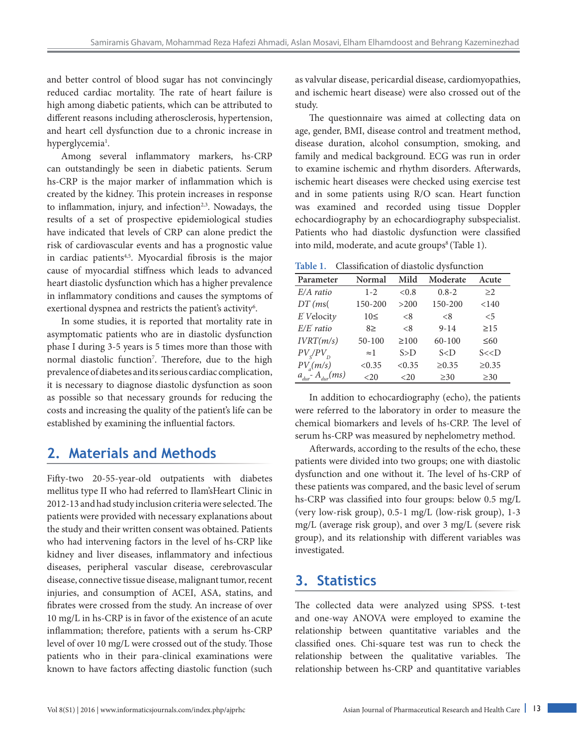and better control of blood sugar has not convincingly reduced cardiac mortality. The rate of heart failure is high among diabetic patients, which can be attributed to different reasons including atherosclerosis, hypertension, and heart cell dysfunction due to a chronic increase in hyperglycemia[1].

Among several inflammatory markers, hs-CRP can outstandingly be seen in diabetic patients. Serum hs-CRP is the major marker of inflammation which is created by the kidney. This protein increases in response to inflammation, injury, and infection[2,3]. Nowadays, the results of a set of prospective epidemiological studies have indicated that levels of CRP can alone predict the risk of cardiovascular events and has a prognostic value in cardiac patients[4,5]. Myocardial fibrosis is the major cause of myocardial stiffness which leads to advanced heart diastolic dysfunction which has a higher prevalence in inflammatory conditions and causes the symptoms of exertional dyspnea and restricts the patient's activity[6].

In some studies, it is reported that mortality rate in asymptomatic patients who are in diastolic dysfunction phase I during 3-5 years is 5 times more than those with normal diastolic function[7]. Therefore, due to the high prevalence of diabetes and its serious cardiac complication, it is necessary to diagnose diastolic dysfunction as soon as possible so that necessary grounds for reducing the costs and increasing the quality of the patient's life can be established by examining the influential factors.

## 2. Materials and Methods

Fifty-two 20-55-year-old outpatients with diabetes mellitus type II who had referred to Ilam'sHeart Clinic in 2012-13 and had study inclusion criteria were selected. The patients were provided with necessary explanations about the study and their written consent was obtained. Patients who had intervening factors in the level of hs-CRP like kidney and liver diseases, inflammatory and infectious diseases, peripheral vascular disease, cerebrovascular disease, connective tissue disease, malignant tumor, recent injuries, and consumption of ACEI, ASA, statins, and fibrates were crossed from the study. An increase of over 10 mg/L in hs-CRP is in favor of the existence of an acute inflammation; therefore, patients with a serum hs-CRP level of over 10 mg/L were crossed out of the study. Those patients who in their para-clinical examinations were known to have factors affecting diastolic function (such as valvular disease, pericardial disease, cardiomyopathies, and ischemic heart disease) were also crossed out of the study.

The questionnaire was aimed at collecting data on age, gender, BMI, disease control and treatment method, disease duration, alcohol consumption, smoking, and family and medical background. ECG was run in order to examine ischemic and rhythm disorders. Afterwards, ischemic heart diseases were checked using exercise test and in some patients using R/O scan. Heart function was examined and recorded using tissue Doppler echocardiography by an echocardiography subspecialist. Patients who had diastolic dysfunction were classified into mild, moderate, and acute groups[8] (Table 1).

**Table 1.** Classification of diastolic dysfunction

| Parameter | Normal | Mild | Moderate | Acute |
|---|---|---|---|---|
| *E/A ratio* | 1-2 | <0.8 | 0.8-2 | ≥2 |
| *DT (ms(* | 150-200 | >200 | 150-200 | <140 |
| *E' Velocity* | 10≤ | <8 | <8 | <5 |
| *E/E' ratio* | 8≥ | <8 | 9-14 | ≥15 |
| *IVRT(m/s)* | 50-100 | ≥100 | 60-100 | ≤60 |
| $PV_S/PV_D$ | ≈1 | S>D | S<D | S<<D |
| $PV_a(m/s)$ | <0.35 | <0.35 | ≥0.35 | ≥0.35 |
| $a_{dur}$- $A_{dur}(ms)$ | <20 | <20 | ≥30 | ≥30 |

In addition to echocardiography (echo), the patients were referred to the laboratory in order to measure the chemical biomarkers and levels of hs-CRP. The level of serum hs-CRP was measured by nephelometry method.

Afterwards, according to the results of the echo, these patients were divided into two groups; one with diastolic dysfunction and one without it. The level of hs-CRP of these patients was compared, and the basic level of serum hs-CRP was classified into four groups: below 0.5 mg/L (very low-risk group), 0.5-1 mg/L (low-risk group), 1-3 mg/L (average risk group), and over 3 mg/L (severe risk group), and its relationship with different variables was investigated.

## 3. Statistics

The collected data were analyzed using SPSS. t-test and one-way ANOVA were employed to examine the relationship between quantitative variables and the classified ones. Chi-square test was run to check the relationship between the qualitative variables. The relationship between hs-CRP and quantitative variables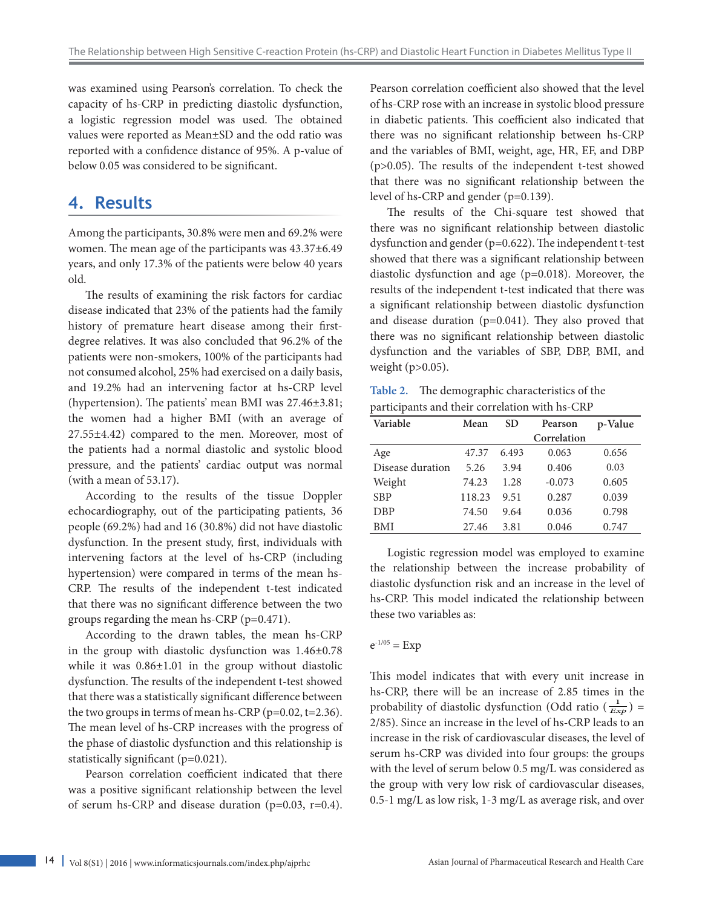was examined using Pearson's correlation. To check the capacity of hs-CRP in predicting diastolic dysfunction, a logistic regression model was used. The obtained values were reported as Mean±SD and the odd ratio was reported with a confidence distance of 95%. A p-value of below 0.05 was considered to be significant.

## 4. Results

Among the participants, 30.8% were men and 69.2% were women. The mean age of the participants was 43.37±6.49 years, and only 17.3% of the patients were below 40 years old.

The results of examining the risk factors for cardiac disease indicated that 23% of the patients had the family history of premature heart disease among their first-degree relatives. It was also concluded that 96.2% of the patients were non-smokers, 100% of the participants had not consumed alcohol, 25% had exercised on a daily basis, and 19.2% had an intervening factor at hs-CRP level (hypertension). The patients' mean BMI was 27.46±3.81; the women had a higher BMI (with an average of 27.55±4.42) compared to the men. Moreover, most of the patients had a normal diastolic and systolic blood pressure, and the patients' cardiac output was normal (with a mean of 53.17).

According to the results of the tissue Doppler echocardiography, out of the participating patients, 36 people (69.2%) had and 16 (30.8%) did not have diastolic dysfunction. In the present study, first, individuals with intervening factors at the level of hs-CRP (including hypertension) were compared in terms of the mean hs-CRP. The results of the independent t-test indicated that there was no significant difference between the two groups regarding the mean hs-CRP (p=0.471).

According to the drawn tables, the mean hs-CRP in the group with diastolic dysfunction was 1.46±0.78 while it was 0.86±1.01 in the group without diastolic dysfunction. The results of the independent t-test showed that there was a statistically significant difference between the two groups in terms of mean hs-CRP (p=0.02, t=2.36). The mean level of hs-CRP increases with the progress of the phase of diastolic dysfunction and this relationship is statistically significant (p=0.021).

Pearson correlation coefficient indicated that there was a positive significant relationship between the level of serum hs-CRP and disease duration (p=0.03, r=0.4). Pearson correlation coefficient also showed that the level of hs-CRP rose with an increase in systolic blood pressure in diabetic patients. This coefficient also indicated that there was no significant relationship between hs-CRP and the variables of BMI, weight, age, HR, EF, and DBP (p>0.05). The results of the independent t-test showed that there was no significant relationship between the level of hs-CRP and gender (p=0.139).

The results of the Chi-square test showed that there was no significant relationship between diastolic dysfunction and gender (p=0.622). The independent t-test showed that there was a significant relationship between diastolic dysfunction and age (p=0.018). Moreover, the results of the independent t-test indicated that there was a significant relationship between diastolic dysfunction and disease duration (p=0.041). They also proved that there was no significant relationship between diastolic dysfunction and the variables of SBP, DBP, BMI, and weight (p>0.05).

**Table 2.** The demographic characteristics of the participants and their correlation with hs-CRP

| Variable | Mean | SD | Pearson Correlation | p-Value |
|---|---|---|---|---|
| Age | 47.37 | 6.493 | 0.063 | 0.656 |
| Disease duration | 5.26 | 3.94 | 0.406 | 0.03 |
| Weight | 74.23 | 1.28 | -0.073 | 0.605 |
| SBP | 118.23 | 9.51 | 0.287 | 0.039 |
| DBP | 74.50 | 9.64 | 0.036 | 0.798 |
| BMI | 27.46 | 3.81 | 0.046 | 0.747 |

Logistic regression model was employed to examine the relationship between the increase probability of diastolic dysfunction risk and an increase in the level of hs-CRP. This model indicated the relationship between these two variables as:

$$e^{-1/05} = \text{Exp}$$

This model indicates that with every unit increase in hs-CRP, there will be an increase of 2.85 times in the probability of diastolic dysfunction (Odd ratio ($\frac{1}{Exp}$) = 2/85). Since an increase in the level of hs-CRP leads to an increase in the risk of cardiovascular diseases, the level of serum hs-CRP was divided into four groups: the groups with the level of serum below 0.5 mg/L was considered as the group with very low risk of cardiovascular diseases, 0.5-1 mg/L as low risk, 1-3 mg/L as average risk, and over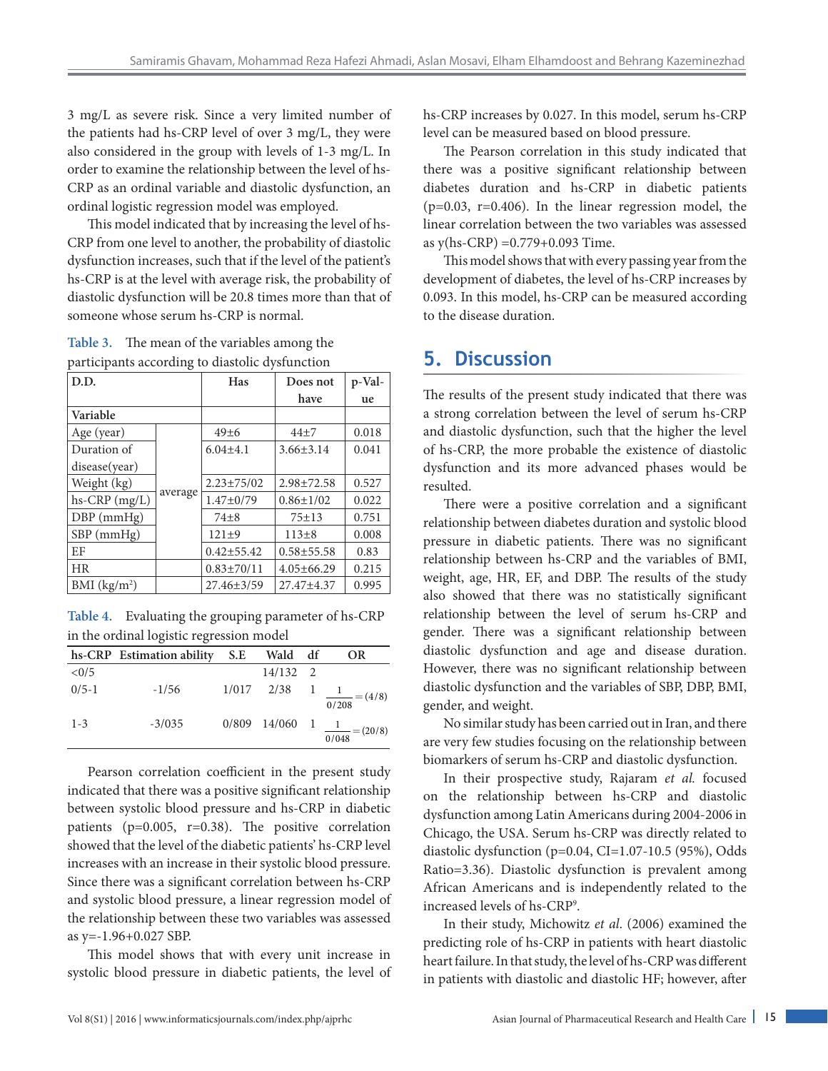3 mg/L as severe risk. Since a very limited number of the patients had hs-CRP level of over 3 mg/L, they were also considered in the group with levels of 1-3 mg/L. In order to examine the relationship between the level of hs-CRP as an ordinal variable and diastolic dysfunction, an ordinal logistic regression model was employed.

This model indicated that by increasing the level of hs-CRP from one level to another, the probability of diastolic dysfunction increases, such that if the level of the patient's hs-CRP is at the level with average risk, the probability of diastolic dysfunction will be 20.8 times more than that of someone whose serum hs-CRP is normal.

**Table 3.** The mean of the variables among the participants according to diastolic dysfunction

| D.D. | | Has | Does not have | p-Value |
|---|---|---|---|---|
| Variable | | | | |
| Age (year) | average | 49±6 | 44±7 | 0.018 |
| Duration of disease(year) | | 6.04±4.1 | 3.66±3.14 | 0.041 |
| Weight (kg) | | 2.23±75/02 | 2.98±72.58 | 0.527 |
| hs-CRP (mg/L) | | 1.47±0/79 | 0.86±1/02 | 0.022 |
| DBP (mmHg) | | 74±8 | 75±13 | 0.751 |
| SBP (mmHg) | | 121±9 | 113±8 | 0.008 |
| EF | | 0.42±55.42 | 0.58±55.58 | 0.83 |
| HR | | 0.83±70/11 | 4.05±66.29 | 0.215 |
| BMI (kg/m$^2$) | | 27.46±3/59 | 27.47±4.37 | 0.995 |

**Table 4.** Evaluating the grouping parameter of hs-CRP in the ordinal logistic regression model

| hs-CRP | Estimation ability | S.E | Wald | df | OR |
|---|---|---|---|---|---|
| <0/5 | | | 14/132 | 2 | |
| 0/5-1 | -1/56 | 1/017 | 2/38 | 1 | $\frac{1}{0/208}=(4/8)$ |
| 1-3 | -3/035 | 0/809 | 14/060 | 1 | $\frac{1}{0/048}=(20/8)$ |

Pearson correlation coefficient in the present study indicated that there was a positive significant relationship between systolic blood pressure and hs-CRP in diabetic patients (p=0.005, r=0.38). The positive correlation showed that the level of the diabetic patients' hs-CRP level increases with an increase in their systolic blood pressure. Since there was a significant correlation between hs-CRP and systolic blood pressure, a linear regression model of the relationship between these two variables was assessed as y=-1.96+0.027 SBP.

This model shows that with every unit increase in systolic blood pressure in diabetic patients, the level of hs-CRP increases by 0.027. In this model, serum hs-CRP level can be measured based on blood pressure.

The Pearson correlation in this study indicated that there was a positive significant relationship between diabetes duration and hs-CRP in diabetic patients (p=0.03, r=0.406). In the linear regression model, the linear correlation between the two variables was assessed as y(hs-CRP) =0.779+0.093 Time.

This model shows that with every passing year from the development of diabetes, the level of hs-CRP increases by 0.093. In this model, hs-CRP can be measured according to the disease duration.

## 5. Discussion

The results of the present study indicated that there was a strong correlation between the level of serum hs-CRP and diastolic dysfunction, such that the higher the level of hs-CRP, the more probable the existence of diastolic dysfunction and its more advanced phases would be resulted.

There were a positive correlation and a significant relationship between diabetes duration and systolic blood pressure in diabetic patients. There was no significant relationship between hs-CRP and the variables of BMI, weight, age, HR, EF, and DBP. The results of the study also showed that there was no statistically significant relationship between the level of serum hs-CRP and gender. There was a significant relationship between diastolic dysfunction and age and disease duration. However, there was no significant relationship between diastolic dysfunction and the variables of SBP, DBP, BMI, gender, and weight.

No similar study has been carried out in Iran, and there are very few studies focusing on the relationship between biomarkers of serum hs-CRP and diastolic dysfunction.

In their prospective study, Rajaram *et al.* focused on the relationship between hs-CRP and diastolic dysfunction among Latin Americans during 2004-2006 in Chicago, the USA. Serum hs-CRP was directly related to diastolic dysfunction (p=0.04, CI=1.07-10.5 (95%), Odds Ratio=3.36). Diastolic dysfunction is prevalent among African Americans and is independently related to the increased levels of hs-CRP[9].

In their study, Michowitz *et al.* (2006) examined the predicting role of hs-CRP in patients with heart diastolic heart failure. In that study, the level of hs-CRP was different in patients with diastolic and diastolic HF; however, after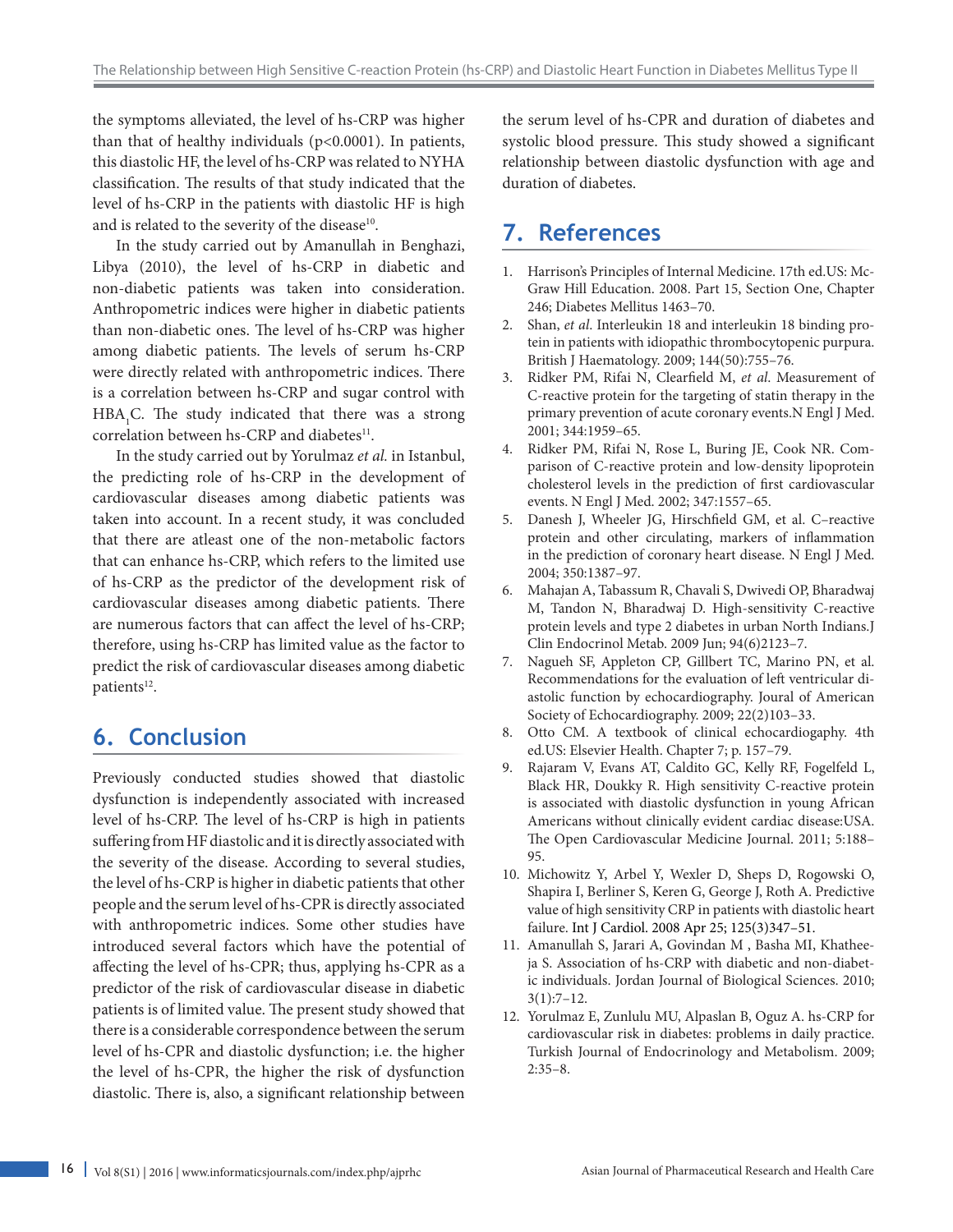the symptoms alleviated, the level of hs-CRP was higher than that of healthy individuals ($p<0.0001$). In patients, this diastolic HF, the level of hs-CRP was related to NYHA classification. The results of that study indicated that the level of hs-CRP in the patients with diastolic HF is high and is related to the severity of the disease[10].

In the study carried out by Amanullah in Benghazi, Libya (2010), the level of hs-CRP in diabetic and non-diabetic patients was taken into consideration. Anthropometric indices were higher in diabetic patients than non-diabetic ones. The level of hs-CRP was higher among diabetic patients. The levels of serum hs-CRP were directly related with anthropometric indices. There is a correlation between hs-CRP and sugar control with $HBA_1C$. The study indicated that there was a strong correlation between hs-CRP and diabetes[11].

In the study carried out by Yorulmaz *et al.* in Istanbul, the predicting role of hs-CRP in the development of cardiovascular diseases among diabetic patients was taken into account. In a recent study, it was concluded that there are atleast one of the non-metabolic factors that can enhance hs-CRP, which refers to the limited use of hs-CRP as the predictor of the development risk of cardiovascular diseases among diabetic patients. There are numerous factors that can affect the level of hs-CRP; therefore, using hs-CRP has limited value as the factor to predict the risk of cardiovascular diseases among diabetic patients[12].

## 6. Conclusion

Previously conducted studies showed that diastolic dysfunction is independently associated with increased level of hs-CRP. The level of hs-CRP is high in patients suffering from HF diastolic and it is directly associated with the severity of the disease. According to several studies, the level of hs-CRP is higher in diabetic patients that other people and the serum level of hs-CPR is directly associated with anthropometric indices. Some other studies have introduced several factors which have the potential of affecting the level of hs-CPR; thus, applying hs-CPR as a predictor of the risk of cardiovascular disease in diabetic patients is of limited value. The present study showed that there is a considerable correspondence between the serum level of hs-CPR and diastolic dysfunction; i.e. the higher the level of hs-CPR, the higher the risk of dysfunction diastolic. There is, also, a significant relationship between the serum level of hs-CPR and duration of diabetes and systolic blood pressure. This study showed a significant relationship between diastolic dysfunction with age and duration of diabetes.

## 7. References

1. Harrison's Principles of Internal Medicine. 17th ed.US: McGraw Hill Education. 2008. Part 15, Section One, Chapter 246; Diabetes Mellitus 1463–70.
2. Shan, *et al*. Interleukin 18 and interleukin 18 binding protein in patients with idiopathic thrombocytopenic purpura. British J Haematology. 2009; 144(50):755–76.
3. Ridker PM, Rifai N, Clearfield M, *et al*. Measurement of C-reactive protein for the targeting of statin therapy in the primary prevention of acute coronary events.N Engl J Med. 2001; 344:1959–65.
4. Ridker PM, Rifai N, Rose L, Buring JE, Cook NR. Comparison of C-reactive protein and low-density lipoprotein cholesterol levels in the prediction of first cardiovascular events. N Engl J Med. 2002; 347:1557–65.
5. Danesh J, Wheeler JG, Hirschfield GM, et al. C–reactive protein and other circulating, markers of inflammation in the prediction of coronary heart disease. N Engl J Med. 2004; 350:1387–97.
6. Mahajan A, Tabassum R, Chavali S, Dwivedi OP, Bharadwaj M, Tandon N, Bharadwaj D. High-sensitivity C-reactive protein levels and type 2 diabetes in urban North Indians.J Clin Endocrinol Metab. 2009 Jun; 94(6)2123–7.
7. Nagueh SF, Appleton CP, Gillbert TC, Marino PN, et al. Recommendations for the evaluation of left ventricular diastolic function by echocardiography. Joural of American Society of Echocardiography. 2009; 22(2)103–33.
8. Otto CM. A textbook of clinical echocardiogaphy. 4th ed.US: Elsevier Health. Chapter 7; p. 157–79.
9. Rajaram V, Evans AT, Caldito GC, Kelly RF, Fogelfeld L, Black HR, Doukky R. High sensitivity C-reactive protein is associated with diastolic dysfunction in young African Americans without clinically evident cardiac disease:USA. The Open Cardiovascular Medicine Journal. 2011; 5:188–95.
10. Michowitz Y, Arbel Y, Wexler D, Sheps D, Rogowski O, Shapira I, Berliner S, Keren G, George J, Roth A. Predictive value of high sensitivity CRP in patients with diastolic heart failure. Int J Cardiol. 2008 Apr 25; 125(3)347–51.
11. Amanullah S, Jarari A, Govindan M , Basha MI, Khatheeja S. Association of hs-CRP with diabetic and non-diabetic individuals. Jordan Journal of Biological Sciences. 2010; 3(1):7–12.
12. Yorulmaz E, Zunlulu MU, Alpaslan B, Oguz A. hs-CRP for cardiovascular risk in diabetes: problems in daily practice. Turkish Journal of Endocrinology and Metabolism. 2009; 2:35–8.